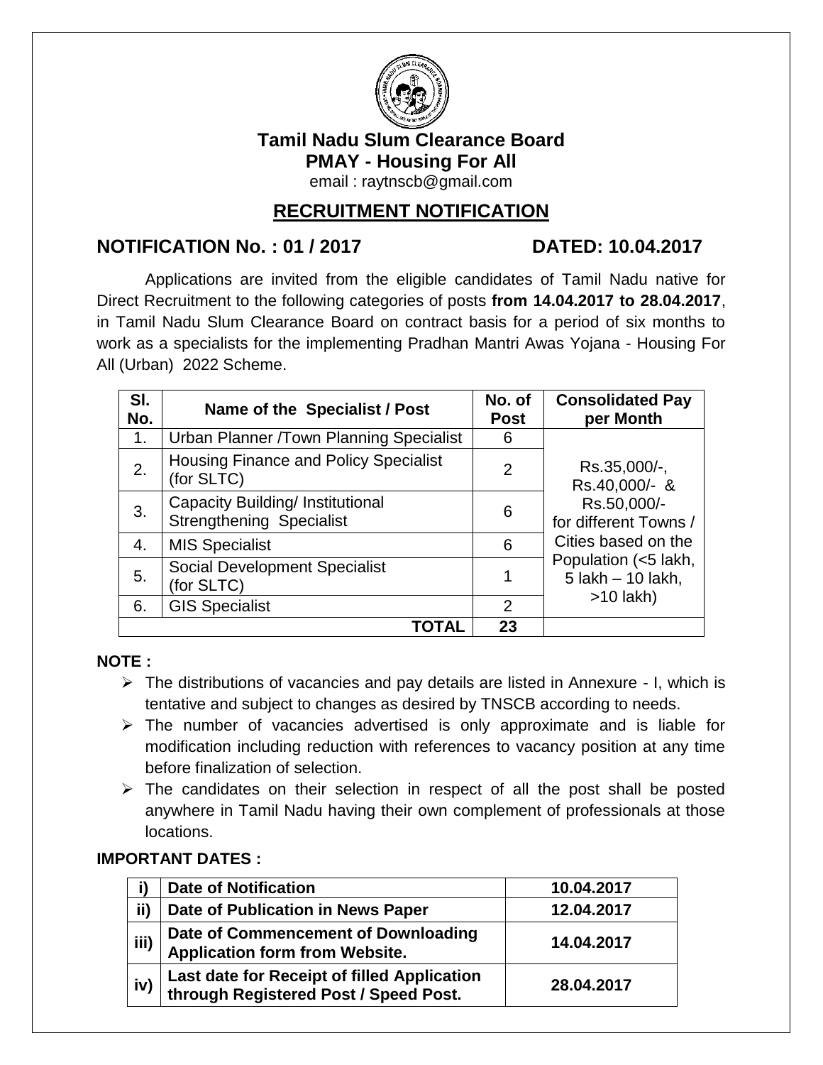# Tamil Nadu Slum Clearance Board

## PMAY - Housing For All

email : raytnscb@gmail.com

## RECRUITMENT NOTIFICATION

**NOTIFICATION No. : 01 / 2017** **DATED: 10.04.2017**

Applications are invited from the eligible candidates of Tamil Nadu native for Direct Recruitment to the following categories of posts **from 14.04.2017 to 28.04.2017**, in Tamil Nadu Slum Clearance Board on contract basis for a period of six months to work as a specialists for the implementing Pradhan Mantri Awas Yojana - Housing For All (Urban) 2022 Scheme.

| Sl. No. | Name of the Specialist / Post | No. of Post | Consolidated Pay per Month |
|---|---|---|---|
| 1. | Urban Planner /Town Planning Specialist | 6 | Rs.35,000/-, Rs.40,000/- & Rs.50,000/- for different Towns / Cities based on the Population (<5 lakh, 5 lakh – 10 lakh, >10 lakh) |
| 2. | Housing Finance and Policy Specialist (for SLTC) | 2 | |
| 3. | Capacity Building/ Institutional Strengthening Specialist | 6 | |
| 4. | MIS Specialist | 6 | |
| 5. | Social Development Specialist (for SLTC) | 1 | |
| 6. | GIS Specialist | 2 | |
| | **TOTAL** | **23** | |

**NOTE :**

- The distributions of vacancies and pay details are listed in Annexure - I, which is tentative and subject to changes as desired by TNSCB according to needs.
- The number of vacancies advertised is only approximate and is liable for modification including reduction with references to vacancy position at any time before finalization of selection.
- The candidates on their selection in respect of all the post shall be posted anywhere in Tamil Nadu having their own complement of professionals at those locations.

**IMPORTANT DATES :**

| | | |
|---|---|---|
| **i)** | **Date of Notification** | **10.04.2017** |
| **ii)** | **Date of Publication in News Paper** | **12.04.2017** |
| **iii)** | **Date of Commencement of Downloading Application form from Website.** | **14.04.2017** |
| **iv)** | **Last date for Receipt of filled Application through Registered Post / Speed Post.** | **28.04.2017** |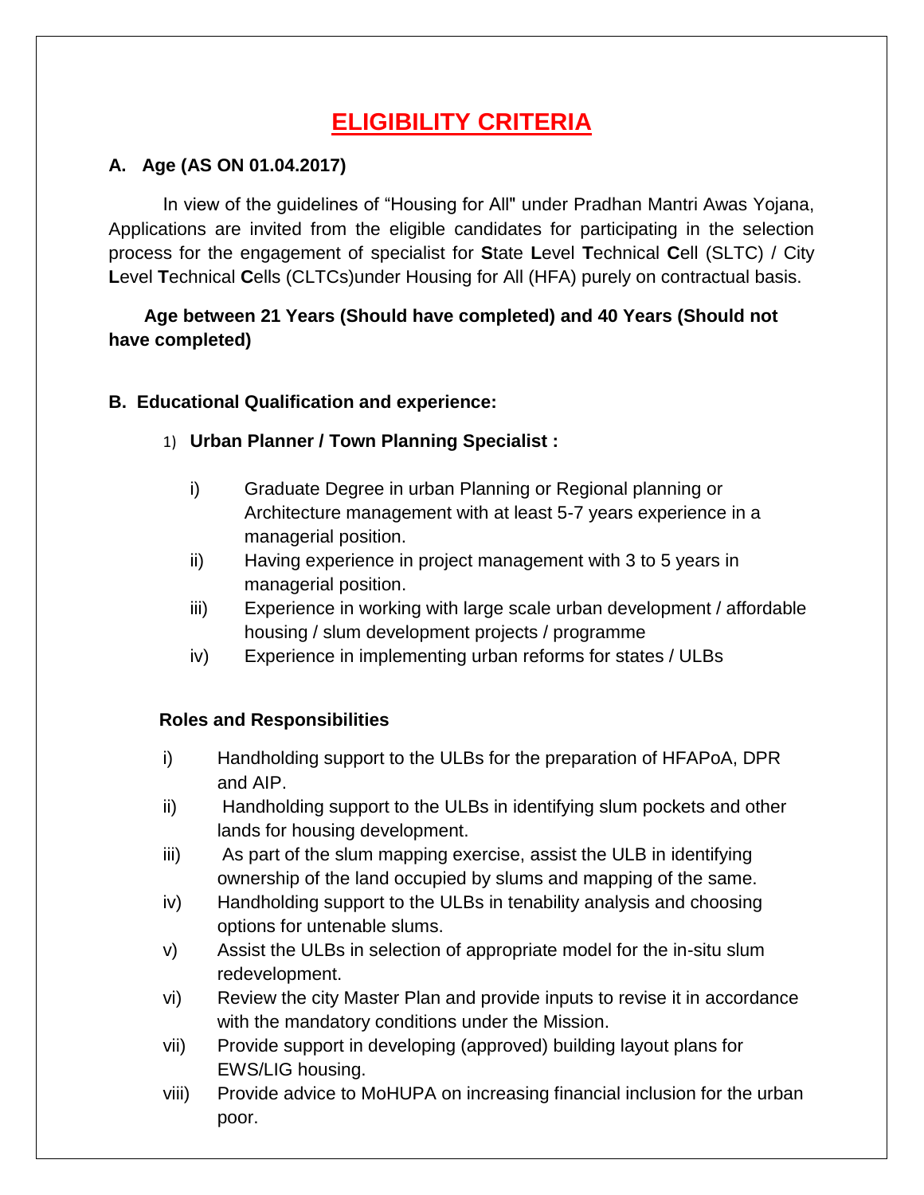# ELIGIBILITY CRITERIA

## A. Age (AS ON 01.04.2017)

In view of the guidelines of "Housing for All" under Pradhan Mantri Awas Yojana, Applications are invited from the eligible candidates for participating in the selection process for the engagement of specialist for **S**tate **L**evel **T**echnical **C**ell (SLTC) / City **L**evel **T**echnical **C**ells (CLTCs)under Housing for All (HFA) purely on contractual basis.

**Age between 21 Years (Should have completed) and 40 Years (Should not have completed)**

## B. Educational Qualification and experience:

1) **Urban Planner / Town Planning Specialist :**

i) Graduate Degree in urban Planning or Regional planning or Architecture management with at least 5-7 years experience in a managerial position.

ii) Having experience in project management with 3 to 5 years in managerial position.

iii) Experience in working with large scale urban development / affordable housing / slum development projects / programme

iv) Experience in implementing urban reforms for states / ULBs

**Roles and Responsibilities**

i) Handholding support to the ULBs for the preparation of HFAPoA, DPR and AIP.

ii) Handholding support to the ULBs in identifying slum pockets and other lands for housing development.

iii) As part of the slum mapping exercise, assist the ULB in identifying ownership of the land occupied by slums and mapping of the same.

iv) Handholding support to the ULBs in tenability analysis and choosing options for untenable slums.

v) Assist the ULBs in selection of appropriate model for the in-situ slum redevelopment.

vi) Review the city Master Plan and provide inputs to revise it in accordance with the mandatory conditions under the Mission.

vii) Provide support in developing (approved) building layout plans for EWS/LIG housing.

viii) Provide advice to MoHUPA on increasing financial inclusion for the urban poor.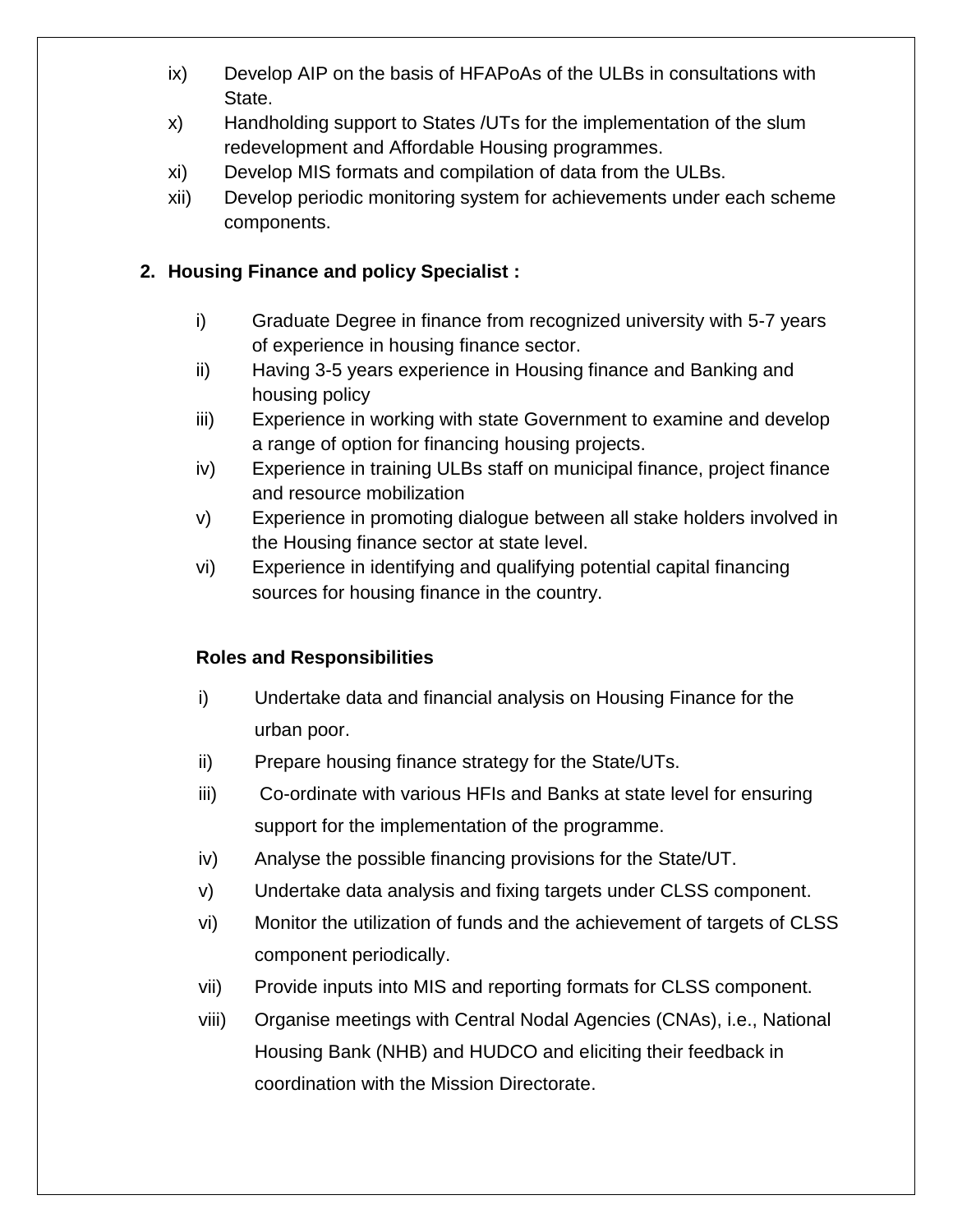ix) Develop AIP on the basis of HFAPoAs of the ULBs in consultations with State.

x) Handholding support to States /UTs for the implementation of the slum redevelopment and Affordable Housing programmes.

xi) Develop MIS formats and compilation of data from the ULBs.

xii) Develop periodic monitoring system for achievements under each scheme components.

**2. Housing Finance and policy Specialist :**

i) Graduate Degree in finance from recognized university with 5-7 years of experience in housing finance sector.

ii) Having 3-5 years experience in Housing finance and Banking and housing policy

iii) Experience in working with state Government to examine and develop a range of option for financing housing projects.

iv) Experience in training ULBs staff on municipal finance, project finance and resource mobilization

v) Experience in promoting dialogue between all stake holders involved in the Housing finance sector at state level.

vi) Experience in identifying and qualifying potential capital financing sources for housing finance in the country.

**Roles and Responsibilities**

i) Undertake data and financial analysis on Housing Finance for the urban poor.

ii) Prepare housing finance strategy for the State/UTs.

iii) Co-ordinate with various HFIs and Banks at state level for ensuring support for the implementation of the programme.

iv) Analyse the possible financing provisions for the State/UT.

v) Undertake data analysis and fixing targets under CLSS component.

vi) Monitor the utilization of funds and the achievement of targets of CLSS component periodically.

vii) Provide inputs into MIS and reporting formats for CLSS component.

viii) Organise meetings with Central Nodal Agencies (CNAs), i.e., National Housing Bank (NHB) and HUDCO and eliciting their feedback in coordination with the Mission Directorate.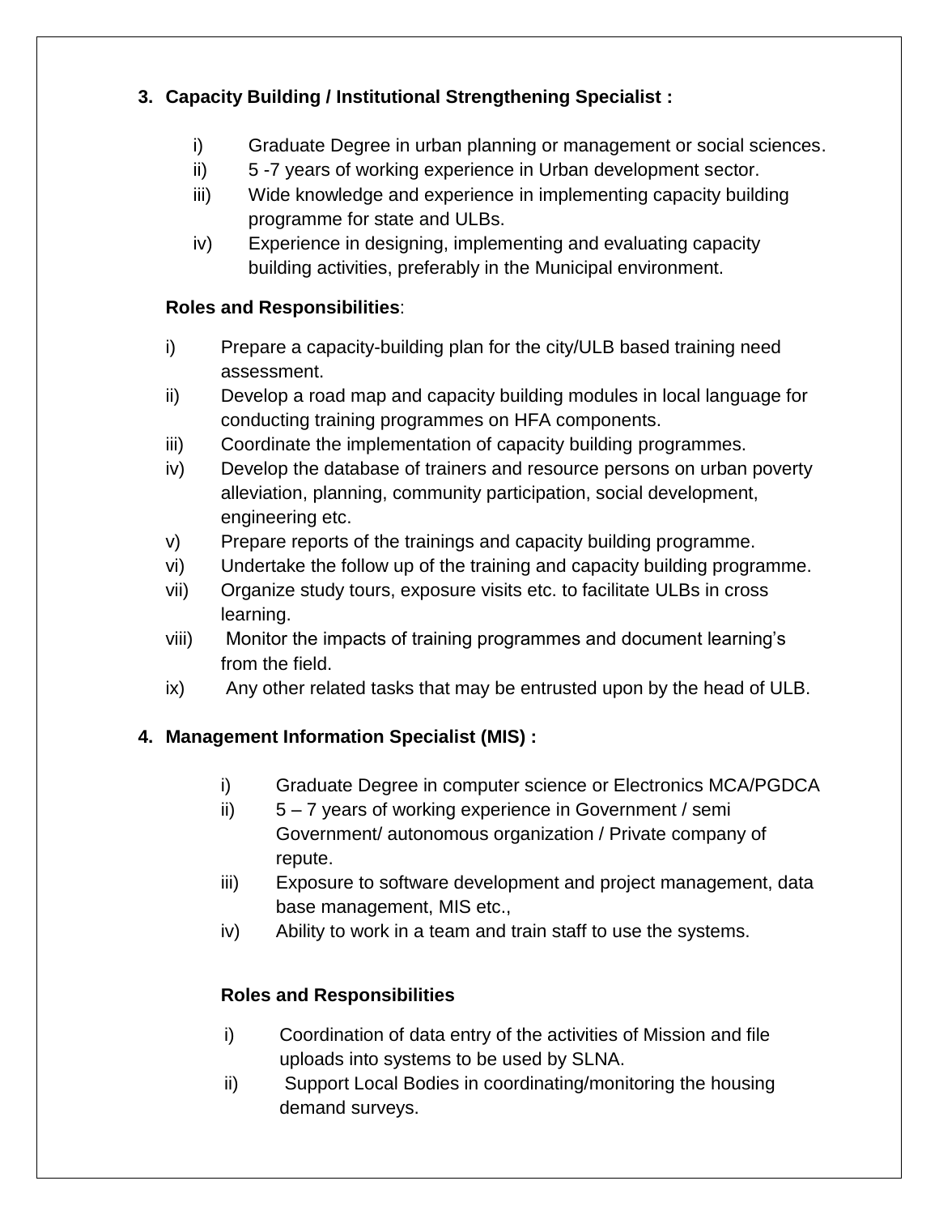3. **Capacity Building / Institutional Strengthening Specialist :**

   i) Graduate Degree in urban planning or management or social sciences.
   ii) 5 -7 years of working experience in Urban development sector.
   iii) Wide knowledge and experience in implementing capacity building programme for state and ULBs.
   iv) Experience in designing, implementing and evaluating capacity building activities, preferably in the Municipal environment.

   **Roles and Responsibilities**:

   i) Prepare a capacity-building plan for the city/ULB based training need assessment.
   ii) Develop a road map and capacity building modules in local language for conducting training programmes on HFA components.
   iii) Coordinate the implementation of capacity building programmes.
   iv) Develop the database of trainers and resource persons on urban poverty alleviation, planning, community participation, social development, engineering etc.
   v) Prepare reports of the trainings and capacity building programme.
   vi) Undertake the follow up of the training and capacity building programme.
   vii) Organize study tours, exposure visits etc. to facilitate ULBs in cross learning.
   viii) Monitor the impacts of training programmes and document learning's from the field.
   ix) Any other related tasks that may be entrusted upon by the head of ULB.

4. **Management Information Specialist (MIS) :**

   i) Graduate Degree in computer science or Electronics MCA/PGDCA
   ii) 5 – 7 years of working experience in Government / semi Government/ autonomous organization / Private company of repute.
   iii) Exposure to software development and project management, data base management, MIS etc.,
   iv) Ability to work in a team and train staff to use the systems.

   **Roles and Responsibilities**

   i) Coordination of data entry of the activities of Mission and file uploads into systems to be used by SLNA.
   ii) Support Local Bodies in coordinating/monitoring the housing demand surveys.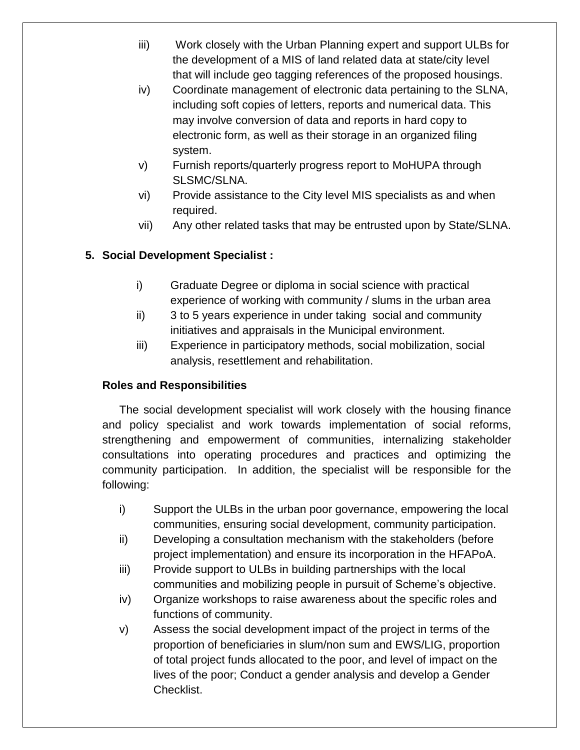iii) Work closely with the Urban Planning expert and support ULBs for the development of a MIS of land related data at state/city level that will include geo tagging references of the proposed housings.

iv) Coordinate management of electronic data pertaining to the SLNA, including soft copies of letters, reports and numerical data. This may involve conversion of data and reports in hard copy to electronic form, as well as their storage in an organized filing system.

v) Furnish reports/quarterly progress report to MoHUPA through SLSMC/SLNA.

vi) Provide assistance to the City level MIS specialists as and when required.

vii) Any other related tasks that may be entrusted upon by State/SLNA.

**5. Social Development Specialist :**

i) Graduate Degree or diploma in social science with practical experience of working with community / slums in the urban area

ii) 3 to 5 years experience in under taking social and community initiatives and appraisals in the Municipal environment.

iii) Experience in participatory methods, social mobilization, social analysis, resettlement and rehabilitation.

**Roles and Responsibilities**

The social development specialist will work closely with the housing finance and policy specialist and work towards implementation of social reforms, strengthening and empowerment of communities, internalizing stakeholder consultations into operating procedures and practices and optimizing the community participation. In addition, the specialist will be responsible for the following:

i) Support the ULBs in the urban poor governance, empowering the local communities, ensuring social development, community participation.

ii) Developing a consultation mechanism with the stakeholders (before project implementation) and ensure its incorporation in the HFAPoA.

iii) Provide support to ULBs in building partnerships with the local communities and mobilizing people in pursuit of Scheme's objective.

iv) Organize workshops to raise awareness about the specific roles and functions of community.

v) Assess the social development impact of the project in terms of the proportion of beneficiaries in slum/non sum and EWS/LIG, proportion of total project funds allocated to the poor, and level of impact on the lives of the poor; Conduct a gender analysis and develop a Gender Checklist.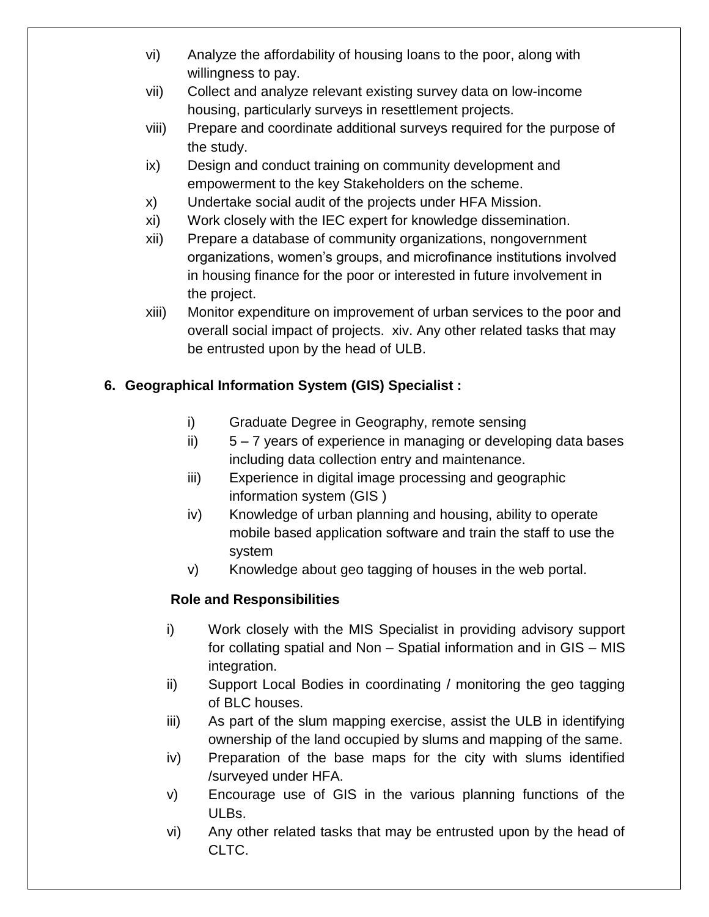vi) Analyze the affordability of housing loans to the poor, along with willingness to pay.

vii) Collect and analyze relevant existing survey data on low-income housing, particularly surveys in resettlement projects.

viii) Prepare and coordinate additional surveys required for the purpose of the study.

ix) Design and conduct training on community development and empowerment to the key Stakeholders on the scheme.

x) Undertake social audit of the projects under HFA Mission.

xi) Work closely with the IEC expert for knowledge dissemination.

xii) Prepare a database of community organizations, nongovernment organizations, women's groups, and microfinance institutions involved in housing finance for the poor or interested in future involvement in the project.

xiii) Monitor expenditure on improvement of urban services to the poor and overall social impact of projects. xiv. Any other related tasks that may be entrusted upon by the head of ULB.

## 6. Geographical Information System (GIS) Specialist :

i) Graduate Degree in Geography, remote sensing

ii) 5 – 7 years of experience in managing or developing data bases including data collection entry and maintenance.

iii) Experience in digital image processing and geographic information system (GIS )

iv) Knowledge of urban planning and housing, ability to operate mobile based application software and train the staff to use the system

v) Knowledge about geo tagging of houses in the web portal.

**Role and Responsibilities**

i) Work closely with the MIS Specialist in providing advisory support for collating spatial and Non – Spatial information and in GIS – MIS integration.

ii) Support Local Bodies in coordinating / monitoring the geo tagging of BLC houses.

iii) As part of the slum mapping exercise, assist the ULB in identifying ownership of the land occupied by slums and mapping of the same.

iv) Preparation of the base maps for the city with slums identified /surveyed under HFA.

v) Encourage use of GIS in the various planning functions of the ULBs.

vi) Any other related tasks that may be entrusted upon by the head of CLTC.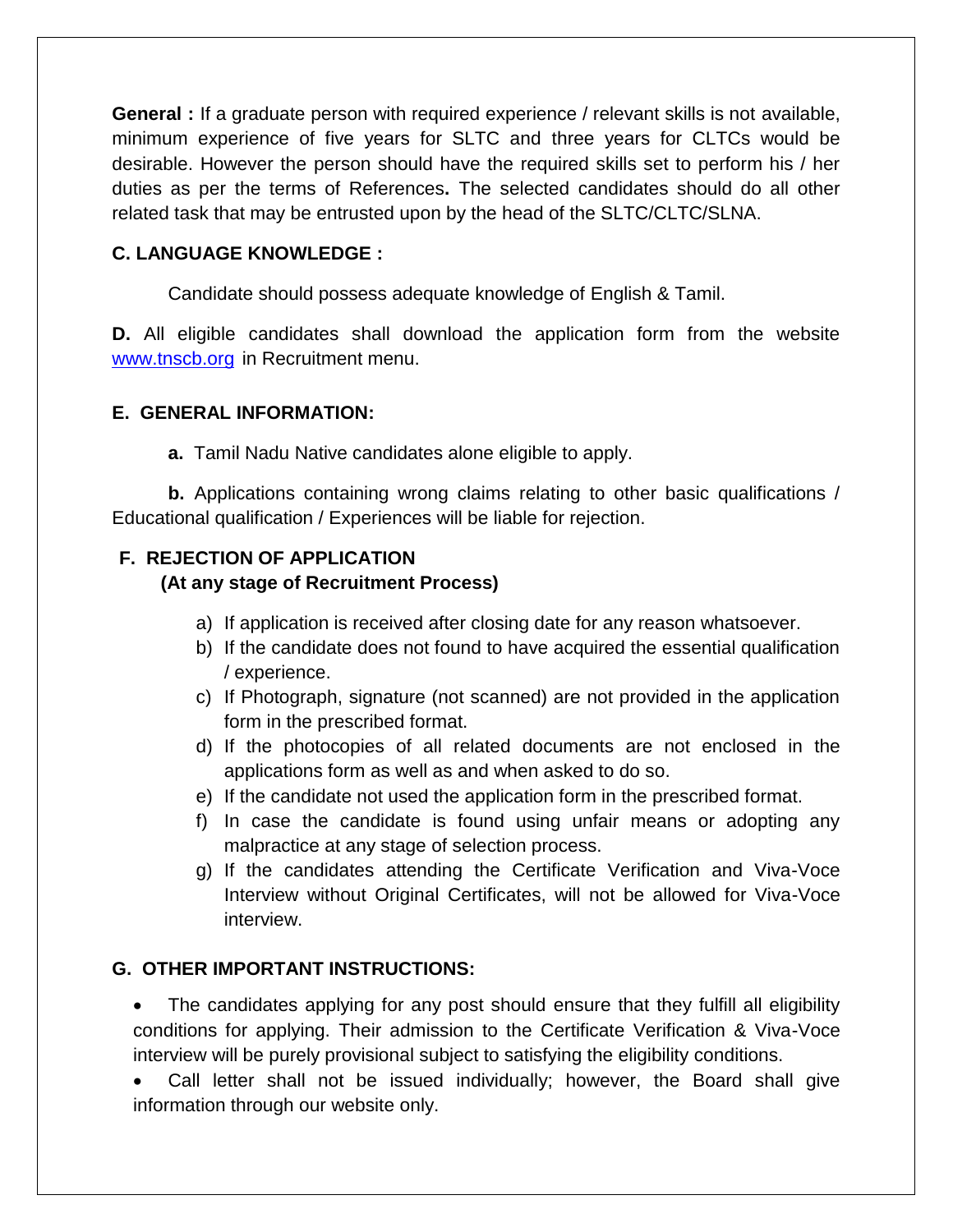**General :** If a graduate person with required experience / relevant skills is not available, minimum experience of five years for SLTC and three years for CLTCs would be desirable. However the person should have the required skills set to perform his / her duties as per the terms of References**.** The selected candidates should do all other related task that may be entrusted upon by the head of the SLTC/CLTC/SLNA.

**C. LANGUAGE KNOWLEDGE :**

Candidate should possess adequate knowledge of English & Tamil.

**D.** All eligible candidates shall download the application form from the website www.tnscb.org in Recruitment menu.

**E. GENERAL INFORMATION:**

**a.** Tamil Nadu Native candidates alone eligible to apply.

**b.** Applications containing wrong claims relating to other basic qualifications / Educational qualification / Experiences will be liable for rejection.

**F. REJECTION OF APPLICATION**
**(At any stage of Recruitment Process)**

a) If application is received after closing date for any reason whatsoever.
b) If the candidate does not found to have acquired the essential qualification / experience.
c) If Photograph, signature (not scanned) are not provided in the application form in the prescribed format.
d) If the photocopies of all related documents are not enclosed in the applications form as well as and when asked to do so.
e) If the candidate not used the application form in the prescribed format.
f) In case the candidate is found using unfair means or adopting any malpractice at any stage of selection process.
g) If the candidates attending the Certificate Verification and Viva-Voce Interview without Original Certificates, will not be allowed for Viva-Voce interview.

**G. OTHER IMPORTANT INSTRUCTIONS:**

- The candidates applying for any post should ensure that they fulfill all eligibility conditions for applying. Their admission to the Certificate Verification & Viva-Voce interview will be purely provisional subject to satisfying the eligibility conditions.
- Call letter shall not be issued individually; however, the Board shall give information through our website only.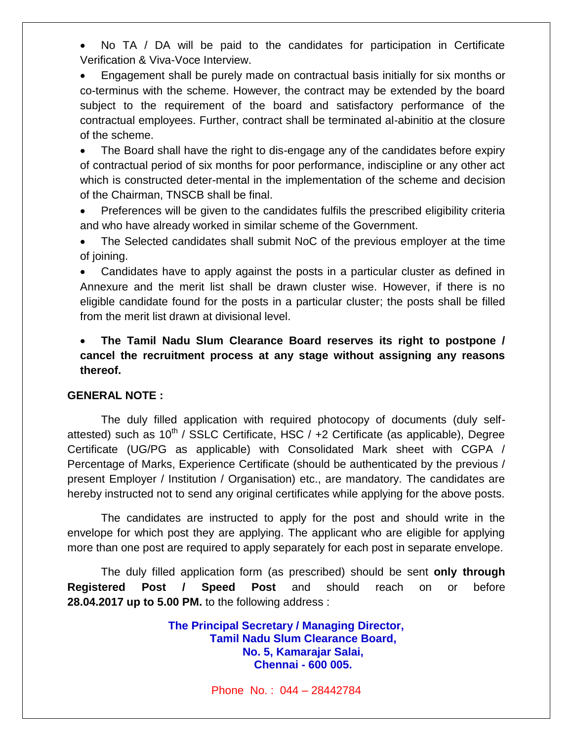- No TA / DA will be paid to the candidates for participation in Certificate Verification & Viva-Voce Interview.
- Engagement shall be purely made on contractual basis initially for six months or co-terminus with the scheme. However, the contract may be extended by the board subject to the requirement of the board and satisfactory performance of the contractual employees. Further, contract shall be terminated al-abinitio at the closure of the scheme.
- The Board shall have the right to dis-engage any of the candidates before expiry of contractual period of six months for poor performance, indiscipline or any other act which is constructed deter-mental in the implementation of the scheme and decision of the Chairman, TNSCB shall be final.
- Preferences will be given to the candidates fulfils the prescribed eligibility criteria and who have already worked in similar scheme of the Government.
- The Selected candidates shall submit NoC of the previous employer at the time of joining.
- Candidates have to apply against the posts in a particular cluster as defined in Annexure and the merit list shall be drawn cluster wise. However, if there is no eligible candidate found for the posts in a particular cluster; the posts shall be filled from the merit list drawn at divisional level.
- **The Tamil Nadu Slum Clearance Board reserves its right to postpone / cancel the recruitment process at any stage without assigning any reasons thereof.**

**GENERAL NOTE :**

The duly filled application with required photocopy of documents (duly self-attested) such as 10th / SSLC Certificate, HSC / +2 Certificate (as applicable), Degree Certificate (UG/PG as applicable) with Consolidated Mark sheet with CGPA / Percentage of Marks, Experience Certificate (should be authenticated by the previous / present Employer / Institution / Organisation) etc., are mandatory. The candidates are hereby instructed not to send any original certificates while applying for the above posts.

The candidates are instructed to apply for the post and should write in the envelope for which post they are applying. The applicant who are eligible for applying more than one post are required to apply separately for each post in separate envelope.

The duly filled application form (as prescribed) should be sent **only through Registered Post / Speed Post** and should reach on or before **28.04.2017 up to 5.00 PM.** to the following address :

**The Principal Secretary / Managing Director,**
**Tamil Nadu Slum Clearance Board,**
**No. 5, Kamarajar Salai,**
**Chennai - 600 005.**

Phone No. : 044 – 28442784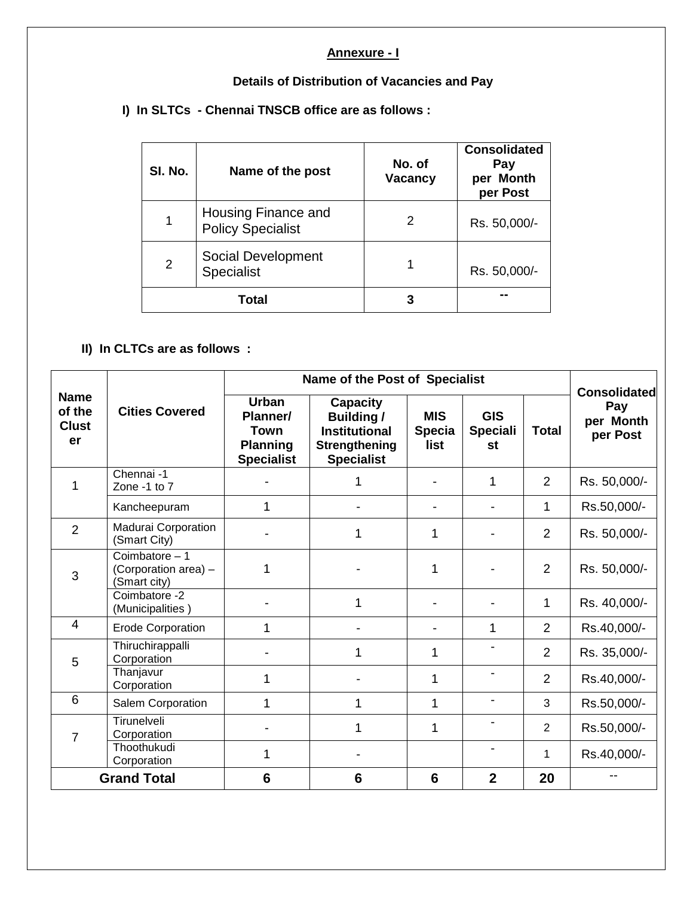**Annexure - I**

**Details of Distribution of Vacancies and Pay**

**I) In SLTCs - Chennai TNSCB office are as follows :**

| Sl. No. | Name of the post | No. of Vacancy | Consolidated Pay per Month per Post |
|---|---|---|---|
| 1 | Housing Finance and Policy Specialist | 2 | Rs. 50,000/- |
| 2 | Social Development Specialist | 1 | Rs. 50,000/- |
| **Total** | | **3** | -- |

**II) In CLTCs are as follows :**

| Name of the Cluster | Cities Covered | Name of the Post of Specialist | | | | | Consolidated Pay per Month per Post |
|---|---|---|---|---|---|---|---|
| | | Urban Planner/ Town Planning Specialist | Capacity Building / Institutional Strengthening Specialist | MIS Specialist | GIS Specialist | Total | |
| 1 | Chennai -1 Zone -1 to 7 | - | 1 | - | 1 | 2 | Rs. 50,000/- |
| | Kancheepuram | 1 | - | - | - | 1 | Rs.50,000/- |
| 2 | Madurai Corporation (Smart City) | - | 1 | 1 | - | 2 | Rs. 50,000/- |
| 3 | Coimbatore – 1 (Corporation area) – (Smart city) | 1 | - | 1 | - | 2 | Rs. 50,000/- |
| | Coimbatore -2 (Municipalities ) | - | 1 | - | - | 1 | Rs. 40,000/- |
| 4 | Erode Corporation | 1 | - | - | 1 | 2 | Rs.40,000/- |
| 5 | Thiruchirappalli Corporation | - | 1 | 1 | - | 2 | Rs. 35,000/- |
| | Thanjavur Corporation | 1 | - | 1 | - | 2 | Rs.40,000/- |
| 6 | Salem Corporation | 1 | 1 | 1 | - | 3 | Rs.50,000/- |
| 7 | Tirunelveli Corporation | - | 1 | 1 | - | 2 | Rs.50,000/- |
| | Thoothukudi Corporation | 1 | - | | - | 1 | Rs.40,000/- |
| **Grand Total** | | **6** | **6** | **6** | **2** | **20** | -- |